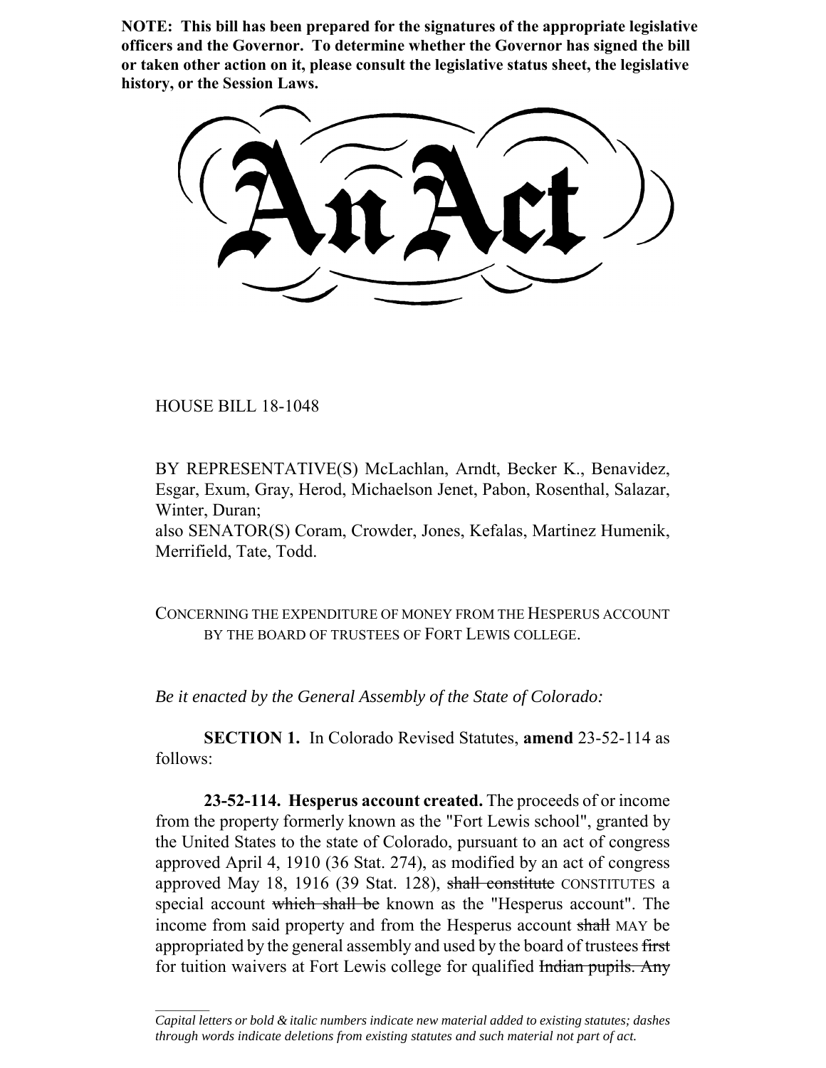**NOTE: This bill has been prepared for the signatures of the appropriate legislative officers and the Governor. To determine whether the Governor has signed the bill or taken other action on it, please consult the legislative status sheet, the legislative history, or the Session Laws.**

# An Act

HOUSE BILL 18-1048

BY REPRESENTATIVE(S) McLachlan, Arndt, Becker K., Benavidez, Esgar, Exum, Gray, Herod, Michaelson Jenet, Pabon, Rosenthal, Salazar, Winter, Duran;
also SENATOR(S) Coram, Crowder, Jones, Kefalas, Martinez Humenik, Merrifield, Tate, Todd.

CONCERNING THE EXPENDITURE OF MONEY FROM THE HESPERUS ACCOUNT BY THE BOARD OF TRUSTEES OF FORT LEWIS COLLEGE.

*Be it enacted by the General Assembly of the State of Colorado:*

**SECTION 1.** In Colorado Revised Statutes, **amend** 23-52-114 as follows:

**23-52-114. Hesperus account created.** The proceeds of or income from the property formerly known as the "Fort Lewis school", granted by the United States to the state of Colorado, pursuant to an act of congress approved April 4, 1910 (36 Stat. 274), as modified by an act of congress approved May 18, 1916 (39 Stat. 128), ~~shall constitute~~ CONSTITUTES a special account ~~which shall be~~ known as the "Hesperus account". The income from said property and from the Hesperus account ~~shall~~ MAY be appropriated by the general assembly and used by the board of trustees ~~first~~ for tuition waivers at Fort Lewis college for qualified ~~Indian pupils. Any~~

*Capital letters or bold & italic numbers indicate new material added to existing statutes; dashes through words indicate deletions from existing statutes and such material not part of act.*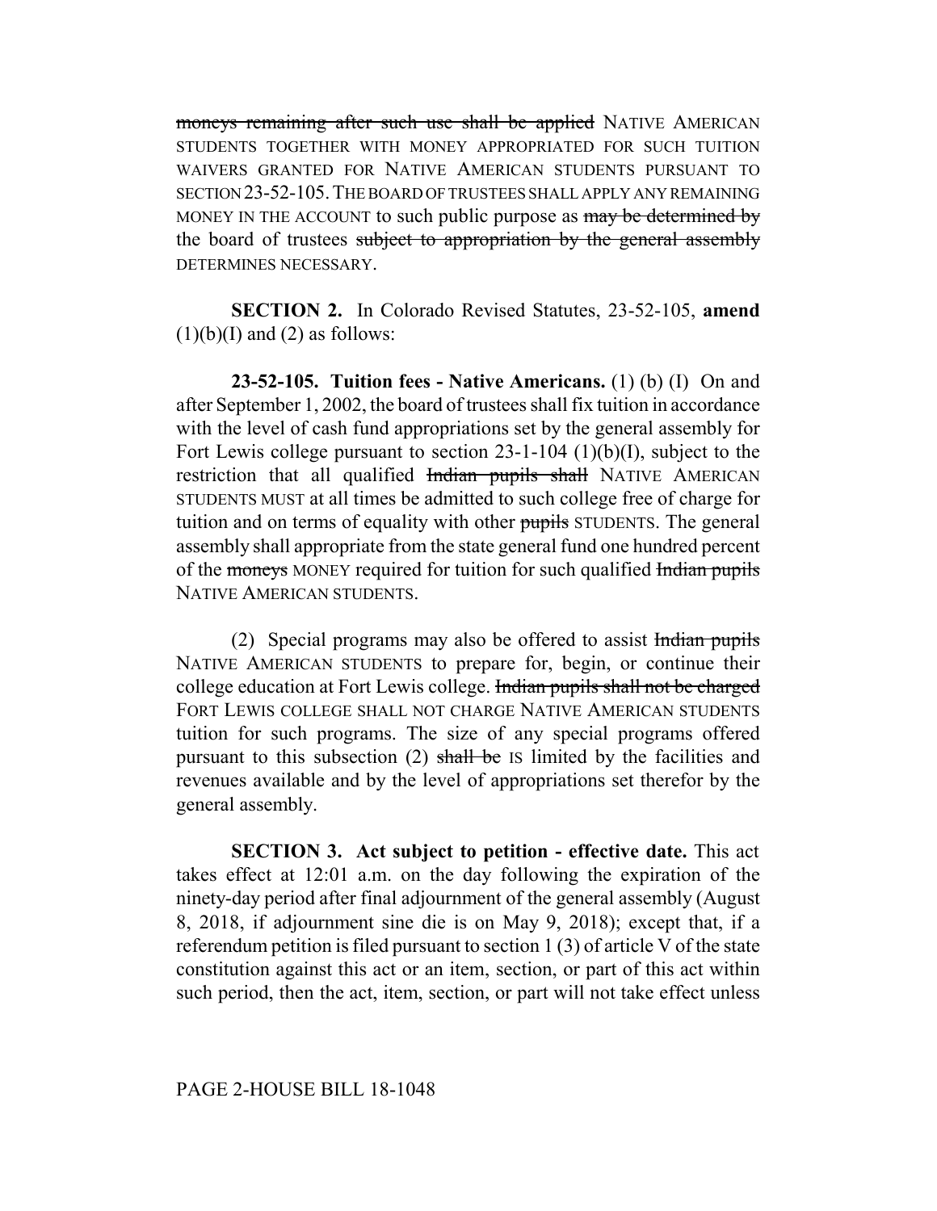~~moneys remaining after such use shall be applied~~ NATIVE AMERICAN STUDENTS TOGETHER WITH MONEY APPROPRIATED FOR SUCH TUITION WAIVERS GRANTED FOR NATIVE AMERICAN STUDENTS PURSUANT TO SECTION 23-52-105. THE BOARD OF TRUSTEES SHALL APPLY ANY REMAINING MONEY IN THE ACCOUNT to such public purpose as ~~may be determined by~~ the board of trustees ~~subject to appropriation by the general assembly~~ DETERMINES NECESSARY.

**SECTION 2.** In Colorado Revised Statutes, 23-52-105, **amend** (1)(b)(I) and (2) as follows:

**23-52-105. Tuition fees - Native Americans.** (1) (b) (I) On and after September 1, 2002, the board of trustees shall fix tuition in accordance with the level of cash fund appropriations set by the general assembly for Fort Lewis college pursuant to section 23-1-104 (1)(b)(I), subject to the restriction that all qualified ~~Indian pupils shall~~ NATIVE AMERICAN STUDENTS MUST at all times be admitted to such college free of charge for tuition and on terms of equality with other ~~pupils~~ STUDENTS. The general assembly shall appropriate from the state general fund one hundred percent of the ~~moneys~~ MONEY required for tuition for such qualified ~~Indian pupils~~ NATIVE AMERICAN STUDENTS.

(2) Special programs may also be offered to assist ~~Indian pupils~~ NATIVE AMERICAN STUDENTS to prepare for, begin, or continue their college education at Fort Lewis college. ~~Indian pupils shall not be charged~~ FORT LEWIS COLLEGE SHALL NOT CHARGE NATIVE AMERICAN STUDENTS tuition for such programs. The size of any special programs offered pursuant to this subsection (2) ~~shall be~~ IS limited by the facilities and revenues available and by the level of appropriations set therefor by the general assembly.

**SECTION 3. Act subject to petition - effective date.** This act takes effect at 12:01 a.m. on the day following the expiration of the ninety-day period after final adjournment of the general assembly (August 8, 2018, if adjournment sine die is on May 9, 2018); except that, if a referendum petition is filed pursuant to section 1 (3) of article V of the state constitution against this act or an item, section, or part of this act within such period, then the act, item, section, or part will not take effect unless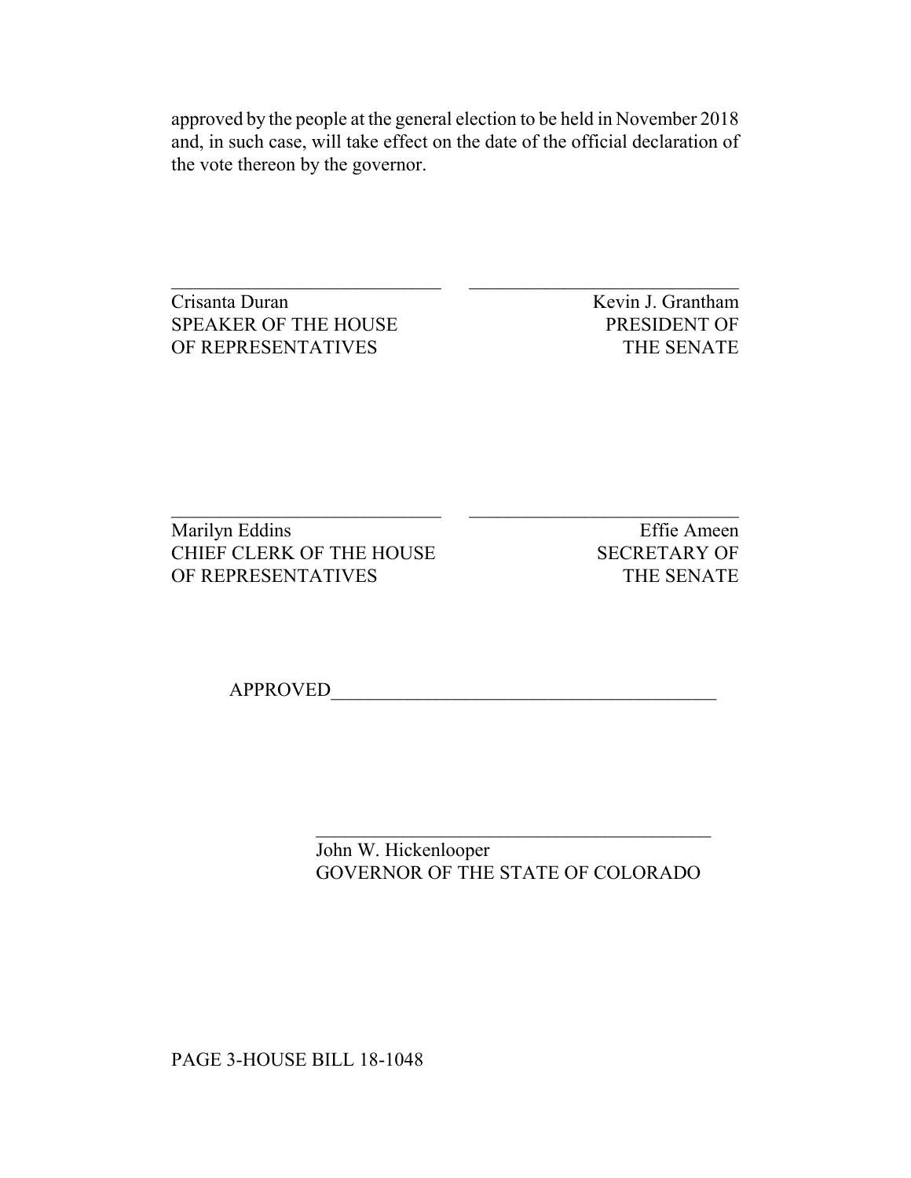approved by the people at the general election to be held in November 2018 and, in such case, will take effect on the date of the official declaration of the vote thereon by the governor.

| | |
|---|---|
| ____________________________ | ____________________________ |
| Crisanta Duran | Kevin J. Grantham |
| SPEAKER OF THE HOUSE | PRESIDENT OF |
| OF REPRESENTATIVES | THE SENATE |

| | |
|---|---|
| ____________________________ | ____________________________ |
| Marilyn Eddins | Effie Ameen |
| CHIEF CLERK OF THE HOUSE | SECRETARY OF |
| OF REPRESENTATIVES | THE SENATE |

APPROVED________________________________________

_________________________________________
John W. Hickenlooper
GOVERNOR OF THE STATE OF COLORADO

PAGE 3-HOUSE BILL 18-1048